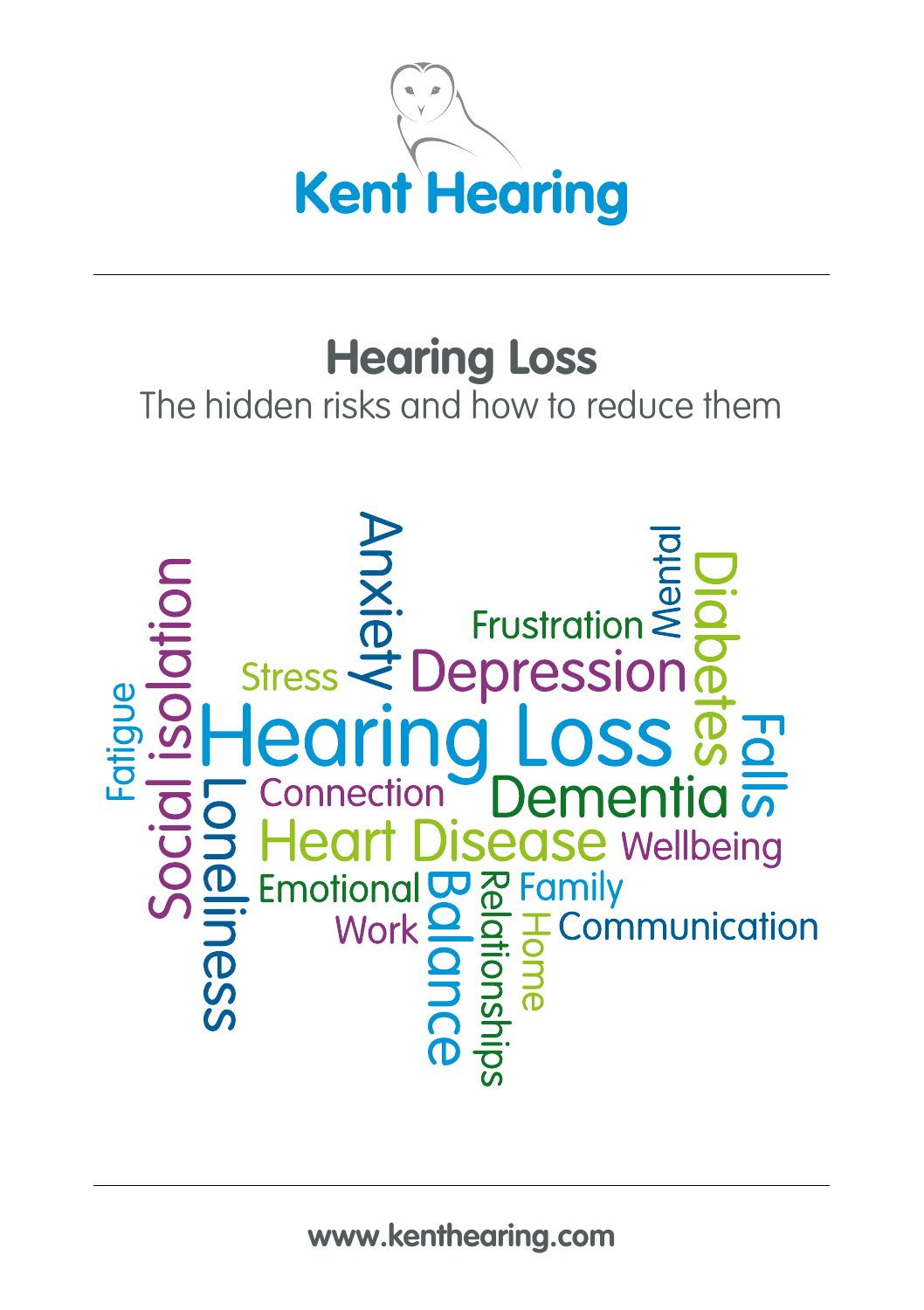Kent Hearing

# Hearing Loss

The hidden risks and how to reduce them

Anxiety Mental Frustration Diabetes Stress Depression Social isolation Fatigue Hearing Loss Falls Connection Dementia Loneliness Heart Disease Wellbeing Emotional Balance Relationships Family Work Home Communication

www.kenthearing.com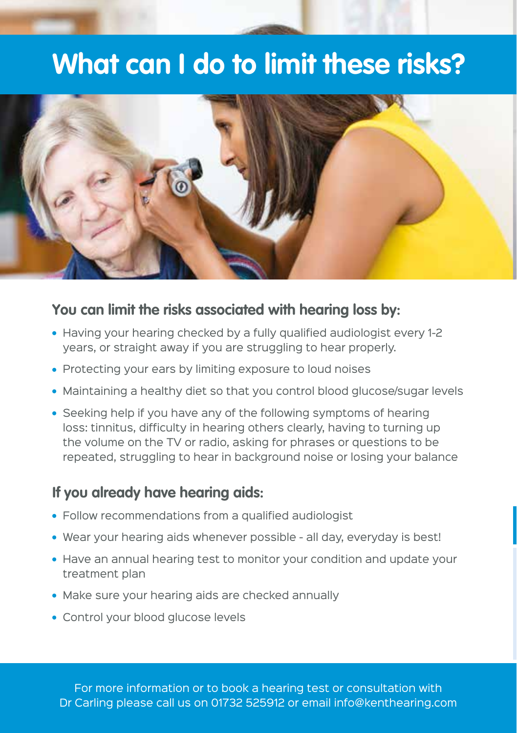# What can I do to limit these risks?

### You can limit the risks associated with hearing loss by:

- Having your hearing checked by a fully qualified audiologist every 1-2 years, or straight away if you are struggling to hear properly.
- Protecting your ears by limiting exposure to loud noises
- Maintaining a healthy diet so that you control blood glucose/sugar levels
- Seeking help if you have any of the following symptoms of hearing loss: tinnitus, difficulty in hearing others clearly, having to turning up the volume on the TV or radio, asking for phrases or questions to be repeated, struggling to hear in background noise or losing your balance

### If you already have hearing aids:

- Follow recommendations from a qualified audiologist
- Wear your hearing aids whenever possible - all day, everyday is best!
- Have an annual hearing test to monitor your condition and update your treatment plan
- Make sure your hearing aids are checked annually
- Control your blood glucose levels

For more information or to book a hearing test or consultation with Dr Carling please call us on 01732 525912 or email info@kenthearing.com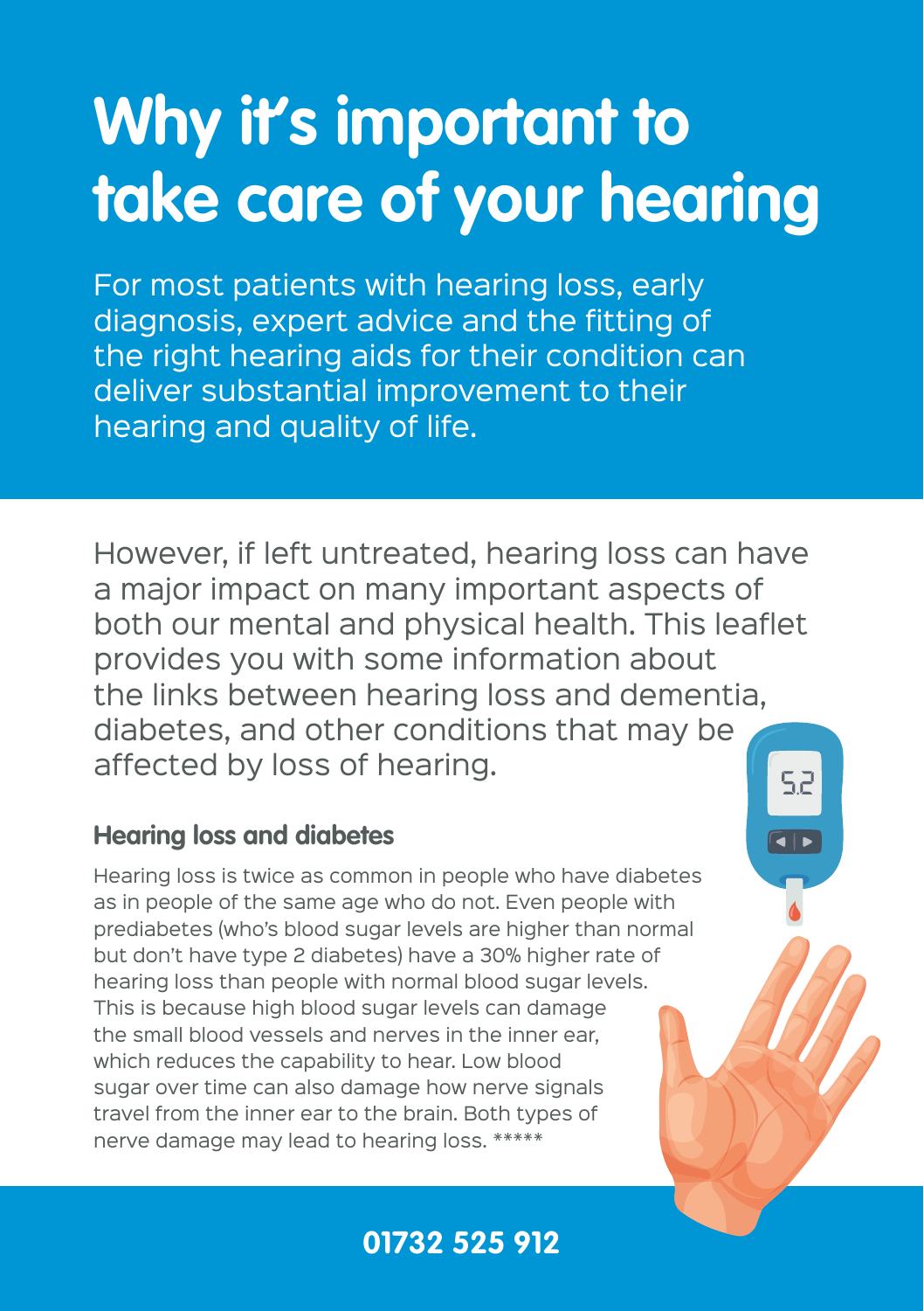# Why it's important to take care of your hearing

For most patients with hearing loss, early diagnosis, expert advice and the fitting of the right hearing aids for their condition can deliver substantial improvement to their hearing and quality of life.

However, if left untreated, hearing loss can have a major impact on many important aspects of both our mental and physical health. This leaflet provides you with some information about the links between hearing loss and dementia, diabetes, and other conditions that may be affected by loss of hearing.

### Hearing loss and diabetes

Hearing loss is twice as common in people who have diabetes as in people of the same age who do not. Even people with prediabetes (who's blood sugar levels are higher than normal but don't have type 2 diabetes) have a 30% higher rate of hearing loss than people with normal blood sugar levels. This is because high blood sugar levels can damage the small blood vessels and nerves in the inner ear, which reduces the capability to hear. Low blood sugar over time can also damage how nerve signals travel from the inner ear to the brain. Both types of nerve damage may lead to hearing loss. *****

**01732 525 912**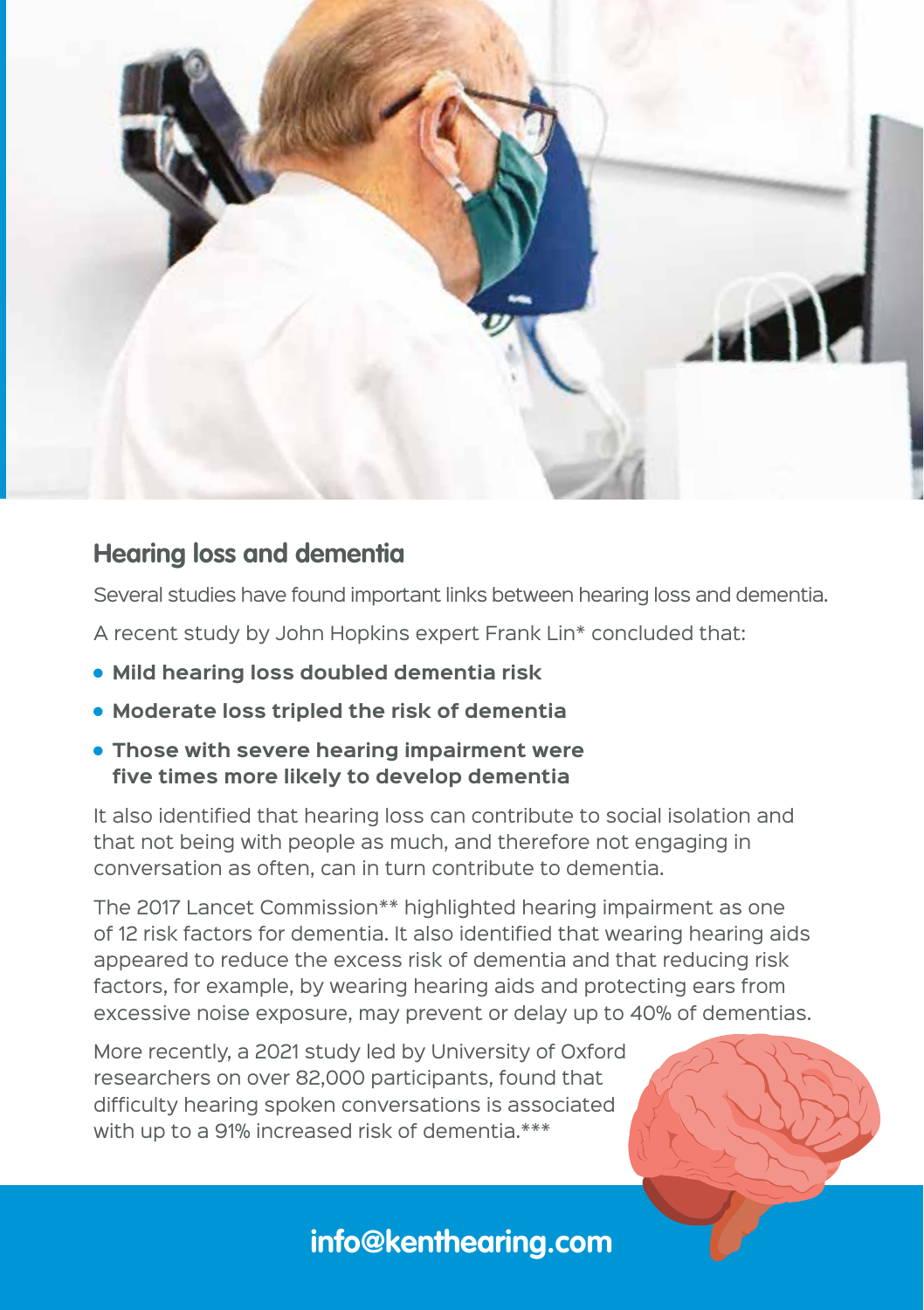## Hearing loss and dementia

Several studies have found important links between hearing loss and dementia.

A recent study by John Hopkins expert Frank Lin* concluded that:

- **Mild hearing loss doubled dementia risk**
- **Moderate loss tripled the risk of dementia**
- **Those with severe hearing impairment were five times more likely to develop dementia**

It also identified that hearing loss can contribute to social isolation and that not being with people as much, and therefore not engaging in conversation as often, can in turn contribute to dementia.

The 2017 Lancet Commission** highlighted hearing impairment as one of 12 risk factors for dementia. It also identified that wearing hearing aids appeared to reduce the excess risk of dementia and that reducing risk factors, for example, by wearing hearing aids and protecting ears from excessive noise exposure, may prevent or delay up to 40% of dementias.

More recently, a 2021 study led by University of Oxford researchers on over 82,000 participants, found that difficulty hearing spoken conversations is associated with up to a 91% increased risk of dementia.***

**info@kenthearing.com**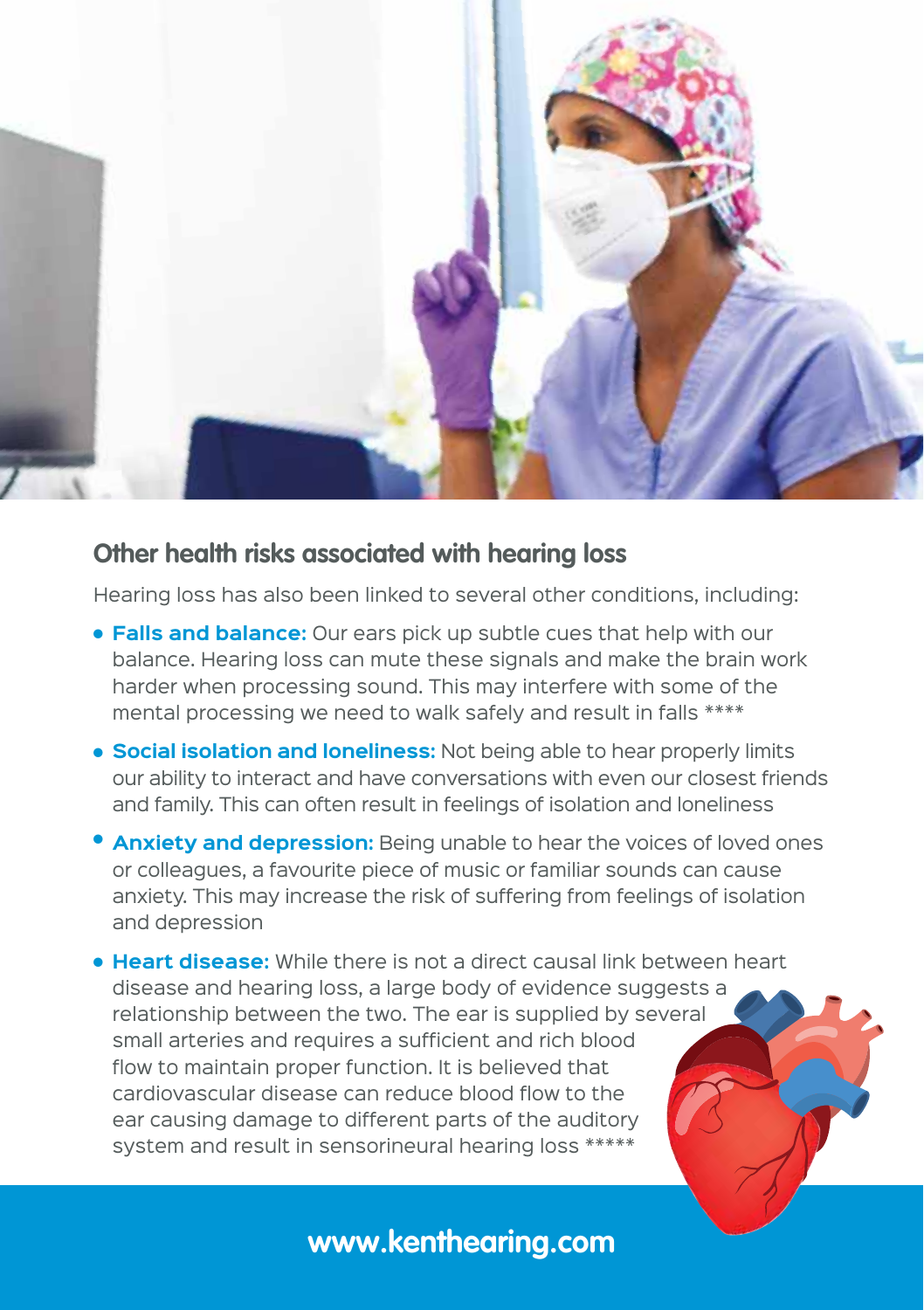## Other health risks associated with hearing loss

Hearing loss has also been linked to several other conditions, including:

- **Falls and balance:** Our ears pick up subtle cues that help with our balance. Hearing loss can mute these signals and make the brain work harder when processing sound. This may interfere with some of the mental processing we need to walk safely and result in falls ****
- **Social isolation and loneliness:** Not being able to hear properly limits our ability to interact and have conversations with even our closest friends and family. This can often result in feelings of isolation and loneliness
- **Anxiety and depression:** Being unable to hear the voices of loved ones or colleagues, a favourite piece of music or familiar sounds can cause anxiety. This may increase the risk of suffering from feelings of isolation and depression
- **Heart disease:** While there is not a direct causal link between heart disease and hearing loss, a large body of evidence suggests a relationship between the two. The ear is supplied by several small arteries and requires a sufficient and rich blood flow to maintain proper function. It is believed that cardiovascular disease can reduce blood flow to the ear causing damage to different parts of the auditory system and result in sensorineural hearing loss *****

**www.kenthearing.com**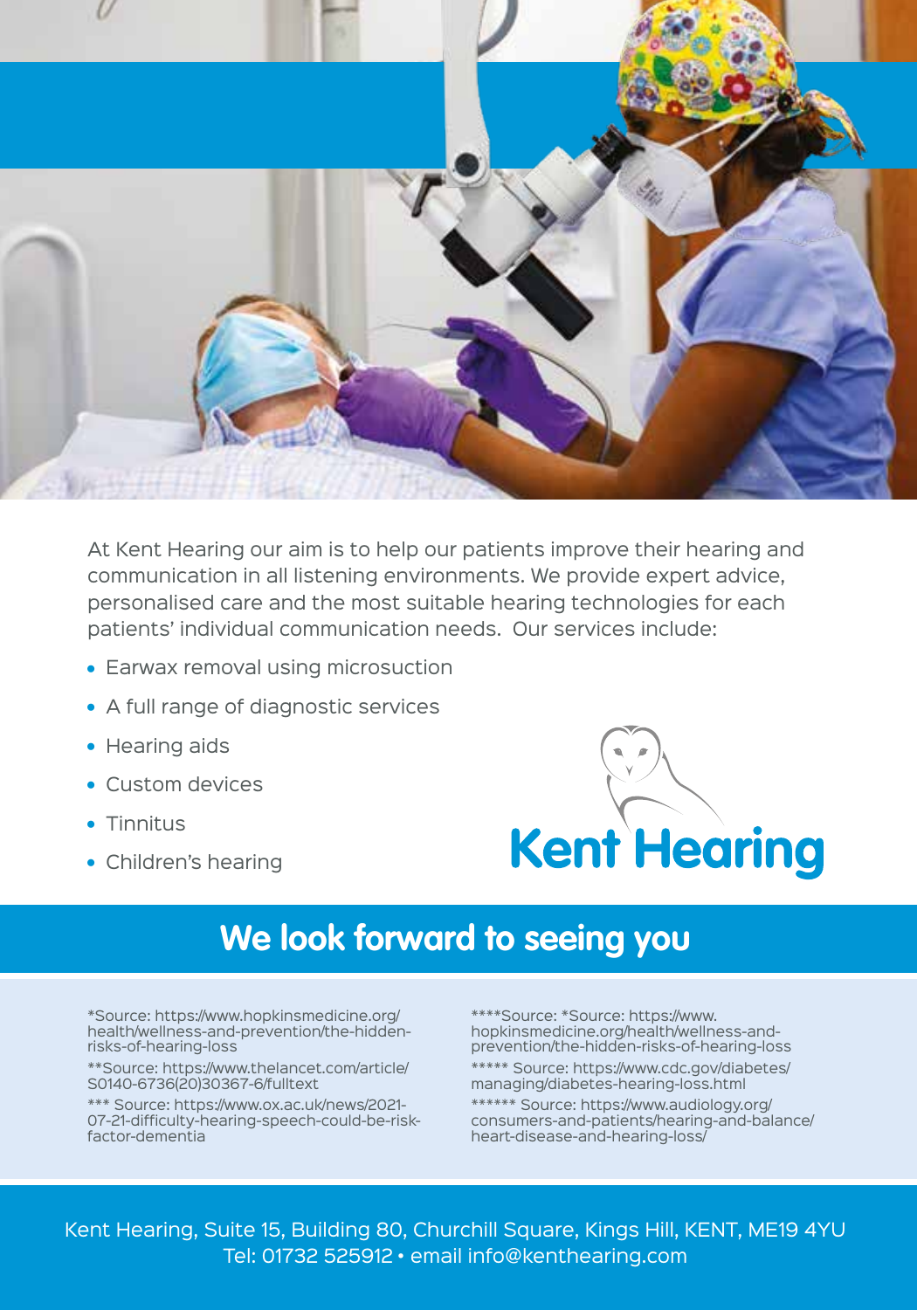At Kent Hearing our aim is to help our patients improve their hearing and communication in all listening environments. We provide expert advice, personalised care and the most suitable hearing technologies for each patients' individual communication needs. Our services include:

- Earwax removal using microsuction
- A full range of diagnostic services
- Hearing aids
- Custom devices
- Tinnitus
- Children's hearing

Kent Hearing

## We look forward to seeing you

*Source: https://www.hopkinsmedicine.org/health/wellness-and-prevention/the-hidden-risks-of-hearing-loss

**Source: https://www.thelancet.com/article/S0140-6736(20)30367-6/fulltext

*** Source: https://www.ox.ac.uk/news/2021-07-21-difficulty-hearing-speech-could-be-risk-factor-dementia

****Source: *Source: https://www.hopkinsmedicine.org/health/wellness-and-prevention/the-hidden-risks-of-hearing-loss

***** Source: https://www.cdc.gov/diabetes/managing/diabetes-hearing-loss.html

****** Source: https://www.audiology.org/consumers-and-patients/hearing-and-balance/heart-disease-and-hearing-loss/

Kent Hearing, Suite 15, Building 80, Churchill Square, Kings Hill, KENT, ME19 4YU
Tel: 01732 525912 • email info@kenthearing.com